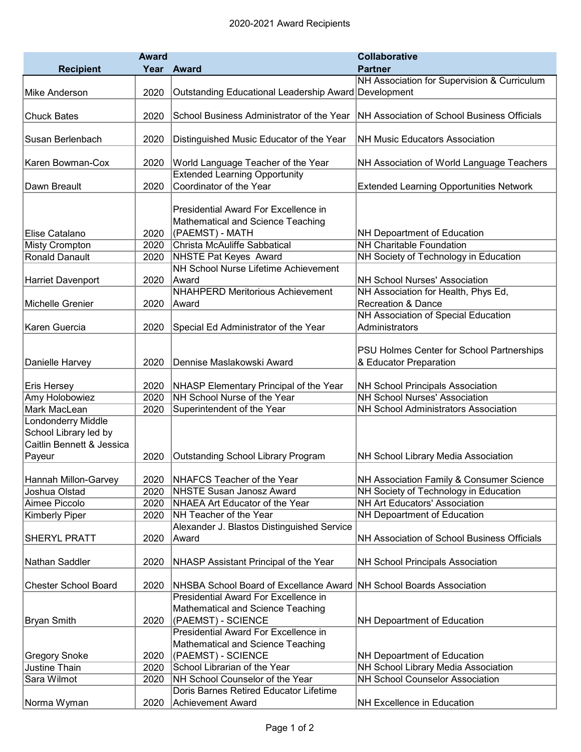# 2020-2021 Award Recipients

| Recipient | Award Year | Award | Collaborative Partner |
|---|---|---|---|
| Mike Anderson | 2020 | Outstanding Educational Leadership Award | NH Association for Supervision & Curriculum Development |
| Chuck Bates | 2020 | School Business Administrator of the Year | NH Association of School Business Officials |
| Susan Berlenbach | 2020 | Distinguished Music Educator of the Year | NH Music Educators Association |
| Karen Bowman-Cox | 2020 | World Language Teacher of the Year | NH Association of World Language Teachers |
| Dawn Breault | 2020 | Extended Learning Opportunity Coordinator of the Year | Extended Learning Opportunities Network |
| Elise Catalano | 2020 | Presidential Award For Excellence in Mathematical and Science Teaching (PAEMST) - MATH | NH Depoartment of Education |
| Misty Crompton | 2020 | Christa McAuliffe Sabbatical | NH Charitable Foundation |
| Ronald Danault | 2020 | NHSTE Pat Keyes Award | NH Society of Technology in Education |
| Harriet Davenport | 2020 | NH School Nurse Lifetime Achievement Award | NH School Nurses' Association |
| Michelle Grenier | 2020 | NHAHPERD Meritorious Achievement Award | NH Association for Health, Phys Ed, Recreation & Dance |
| Karen Guercia | 2020 | Special Ed Administrator of the Year | NH Association of Special Education Administrators |
| Danielle Harvey | 2020 | Dennise Maslakowski Award | PSU Holmes Center for School Partnerships & Educator Preparation |
| Eris Hersey | 2020 | NHASP Elementary Principal of the Year | NH School Principals Association |
| Amy Holobowiez | 2020 | NH School Nurse of the Year | NH School Nurses' Association |
| Mark MacLean | 2020 | Superintendent of the Year | NH School Administrators Association |
| Londonderry Middle School Library led by Caitlin Bennett & Jessica Payeur | 2020 | Outstanding School Library Program | NH School Library Media Association |
| Hannah Millon-Garvey | 2020 | NHAFCS Teacher of the Year | NH Association Family & Consumer Science |
| Joshua Olstad | 2020 | NHSTE Susan Janosz Award | NH Society of Technology in Education |
| Aimee Piccolo | 2020 | NHAEA Art Educator of the Year | NH Art Educators' Association |
| Kimberly Piper | 2020 | NH Teacher of the Year | NH Depoartment of Education |
| SHERYL PRATT | 2020 | Alexander J. Blastos Distinguished Service Award | NH Association of School Business Officials |
| Nathan Saddler | 2020 | NHASP Assistant Principal of the Year | NH School Principals Association |
| Chester School Board | 2020 | NHSBA School Board of Excellance Award | NH School Boards Association |
| Bryan Smith | 2020 | Presidential Award For Excellence in Mathematical and Science Teaching (PAEMST) - SCIENCE | NH Depoartment of Education |
| Gregory Snoke | 2020 | Presidential Award For Excellence in Mathematical and Science Teaching (PAEMST) - SCIENCE | NH Depoartment of Education |
| Justine Thain | 2020 | School Librarian of the Year | NH School Library Media Association |
| Sara Wilmot | 2020 | NH School Counselor of the Year | NH School Counselor Association |
| Norma Wyman | 2020 | Doris Barnes Retired Educator Lifetime Achievement Award | NH Excellence in Education |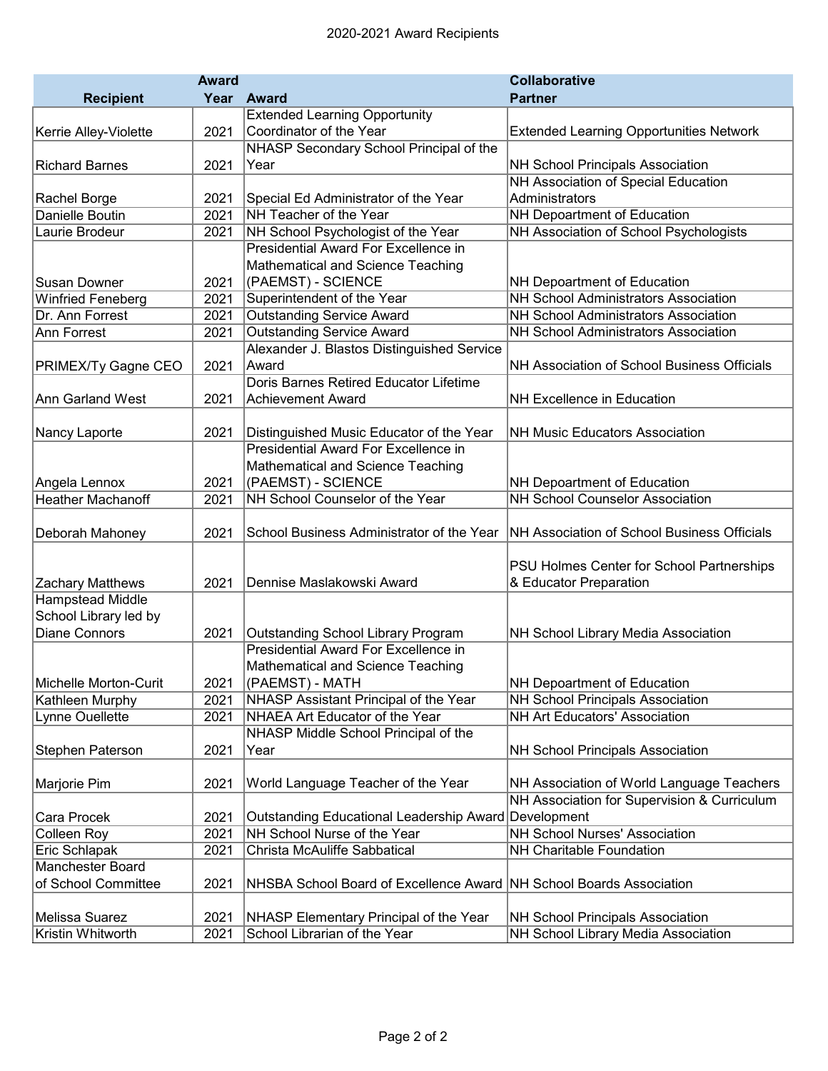2020-2021 Award Recipients

| Recipient | Award Year | Award | Collaborative Partner |
|---|---|---|---|
| Kerrie Alley-Violette | 2021 | Extended Learning Opportunity Coordinator of the Year | Extended Learning Opportunities Network |
| Richard Barnes | 2021 | NHASP Secondary School Principal of the Year | NH School Principals Association |
| Rachel Borge | 2021 | Special Ed Administrator of the Year | NH Association of Special Education Administrators |
| Danielle Boutin | 2021 | NH Teacher of the Year | NH Depoartment of Education |
| Laurie Brodeur | 2021 | NH School Psychologist of the Year | NH Association of School Psychologists |
| Susan Downer | 2021 | Presidential Award For Excellence in Mathematical and Science Teaching (PAEMST) - SCIENCE | NH Depoartment of Education |
| Winfried Feneberg | 2021 | Superintendent of the Year | NH School Administrators Association |
| Dr. Ann Forrest | 2021 | Outstanding Service Award | NH School Administrators Association |
| Ann Forrest | 2021 | Outstanding Service Award | NH School Administrators Association |
| PRIMEX/Ty Gagne CEO | 2021 | Alexander J. Blastos Distinguished Service Award | NH Association of School Business Officials |
| Ann Garland West | 2021 | Doris Barnes Retired Educator Lifetime Achievement Award | NH Excellence in Education |
| Nancy Laporte | 2021 | Distinguished Music Educator of the Year | NH Music Educators Association |
| Angela Lennox | 2021 | Presidential Award For Excellence in Mathematical and Science Teaching (PAEMST) - SCIENCE | NH Depoartment of Education |
| Heather Machanoff | 2021 | NH School Counselor of the Year | NH School Counselor Association |
| Deborah Mahoney | 2021 | School Business Administrator of the Year | NH Association of School Business Officials |
| Zachary Matthews | 2021 | Dennise Maslakowski Award | PSU Holmes Center for School Partnerships & Educator Preparation |
| Hampstead Middle School Library led by Diane Connors | 2021 | Outstanding School Library Program | NH School Library Media Association |
| Michelle Morton-Curit | 2021 | Presidential Award For Excellence in Mathematical and Science Teaching (PAEMST) - MATH | NH Depoartment of Education |
| Kathleen Murphy | 2021 | NHASP Assistant Principal of the Year | NH School Principals Association |
| Lynne Ouellette | 2021 | NHAEA Art Educator of the Year | NH Art Educators' Association |
| Stephen Paterson | 2021 | NHASP Middle School Principal of the Year | NH School Principals Association |
| Marjorie Pim | 2021 | World Language Teacher of the Year | NH Association of World Language Teachers |
| Cara Procek | 2021 | Outstanding Educational Leadership Award | NH Association for Supervision & Curriculum Development |
| Colleen Roy | 2021 | NH School Nurse of the Year | NH School Nurses' Association |
| Eric Schlapak | 2021 | Christa McAuliffe Sabbatical | NH Charitable Foundation |
| Manchester Board of School Committee | 2021 | NHSBA School Board of Excellence Award | NH School Boards Association |
| Melissa Suarez | 2021 | NHASP Elementary Principal of the Year | NH School Principals Association |
| Kristin Whitworth | 2021 | School Librarian of the Year | NH School Library Media Association |